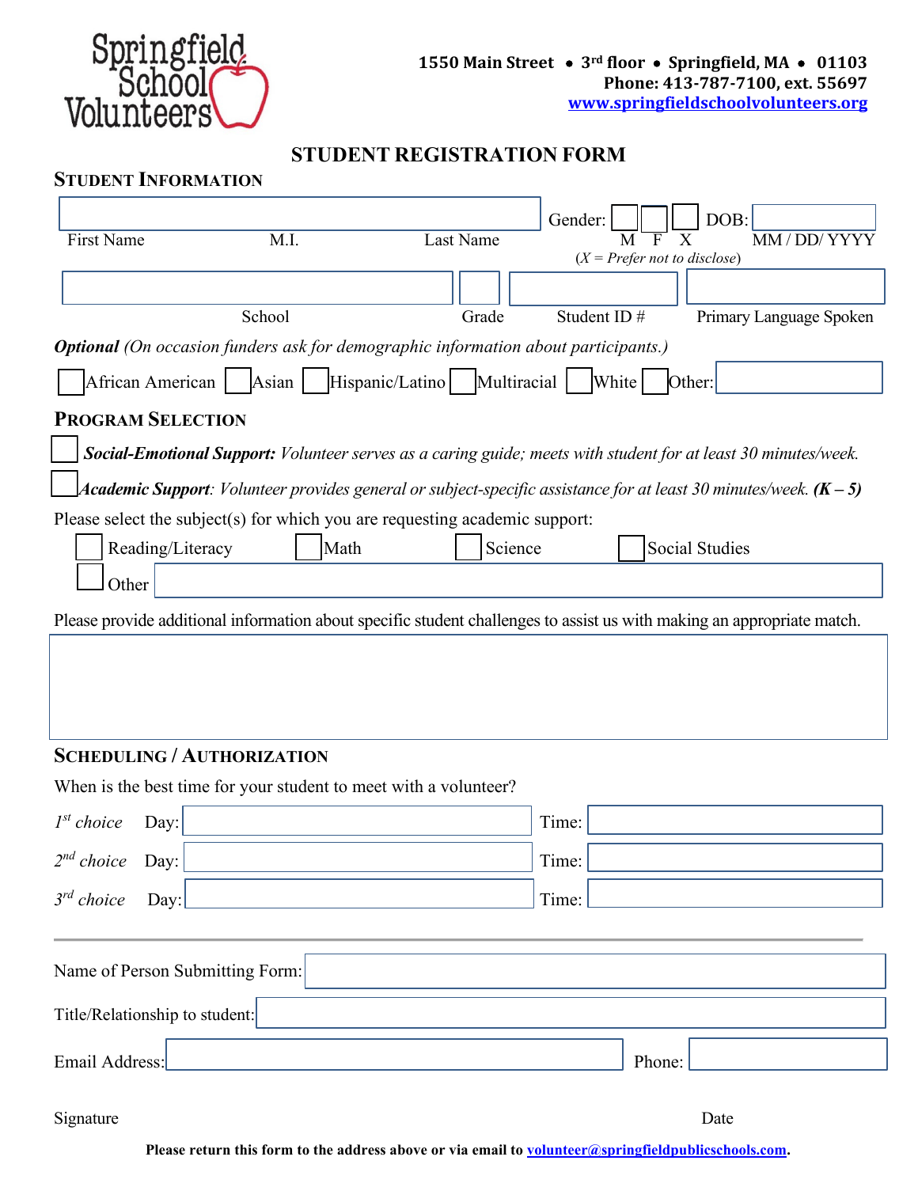Springfield School Volunteers

**1550 Main Street • 3rd floor • Springfield, MA • 01103**
**Phone: 413-787-7100, ext. 55697**
**www.springfieldschoolvolunteers.org**

# STUDENT REGISTRATION FORM

## STUDENT INFORMATION

First Name M.I. Last Name

Gender: ☐ M ☐ F ☐ X (*X = Prefer not to disclose*) DOB: MM / DD/ YYYY

School Grade Student ID # Primary Language Spoken

***Optional*** *(On occasion funders ask for demographic information about participants.)*

☐ African American ☐ Asian ☐ Hispanic/Latino ☐ Multiracial ☐ White ☐ Other:

## PROGRAM SELECTION

☐ ***Social-Emotional Support:*** *Volunteer serves as a caring guide; meets with student for at least 30 minutes/week.*

☐ ***Academic Support****: Volunteer provides general or subject-specific assistance for at least 30 minutes/week.* ***(K – 5)***

Please select the subject(s) for which you are requesting academic support:

☐ Reading/Literacy ☐ Math ☐ Science ☐ Social Studies

☐ Other

Please provide additional information about specific student challenges to assist us with making an appropriate match.

## SCHEDULING / AUTHORIZATION

When is the best time for your student to meet with a volunteer?

*1st choice* Day: Time:

*2nd choice* Day: Time:

*3rd choice* Day: Time:

---

Name of Person Submitting Form:

Title/Relationship to student:

Email Address: Phone:

Signature Date

**Please return this form to the address above or via email to volunteer@springfieldpublicschools.com.**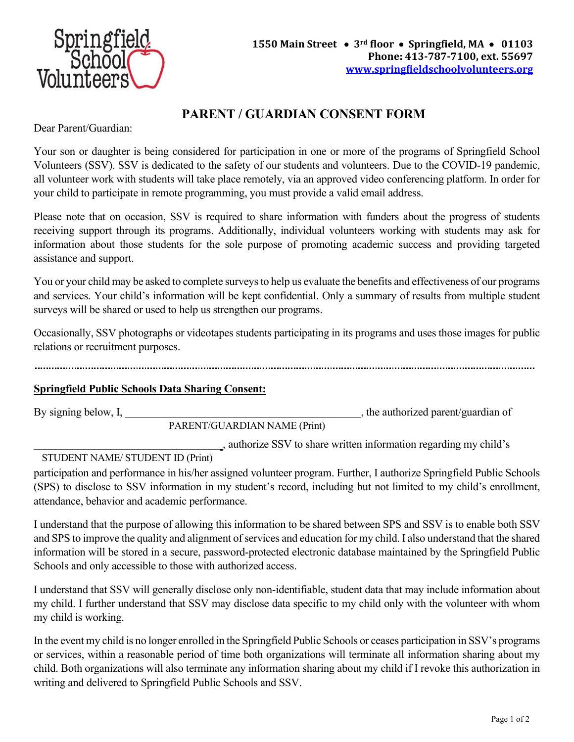Springfield School Volunteers

**1550 Main Street • 3rd floor • Springfield, MA • 01103**
**Phone: 413-787-7100, ext. 55697**
**[www.springfieldschoolvolunteers.org](http://www.springfieldschoolvolunteers.org)**

# PARENT / GUARDIAN CONSENT FORM

Dear Parent/Guardian:

Your son or daughter is being considered for participation in one or more of the programs of Springfield School Volunteers (SSV). SSV is dedicated to the safety of our students and volunteers. Due to the COVID-19 pandemic, all volunteer work with students will take place remotely, via an approved video conferencing platform. In order for your child to participate in remote programming, you must provide a valid email address.

Please note that on occasion, SSV is required to share information with funders about the progress of students receiving support through its programs. Additionally, individual volunteers working with students may ask for information about those students for the sole purpose of promoting academic success and providing targeted assistance and support.

You or your child may be asked to complete surveys to help us evaluate the benefits and effectiveness of our programs and services. Your child's information will be kept confidential. Only a summary of results from multiple student surveys will be shared or used to help us strengthen our programs.

Occasionally, SSV photographs or videotapes students participating in its programs and uses those images for public relations or recruitment purposes.

---

**Springfield Public Schools Data Sharing Consent:**

By signing below, I, ____________________________________________, the authorized parent/guardian of
PARENT/GUARDIAN NAME (Print)

___________________________________, authorize SSV to share written information regarding my child's
STUDENT NAME/ STUDENT ID (Print)

participation and performance in his/her assigned volunteer program. Further, I authorize Springfield Public Schools (SPS) to disclose to SSV information in my student's record, including but not limited to my child's enrollment, attendance, behavior and academic performance.

I understand that the purpose of allowing this information to be shared between SPS and SSV is to enable both SSV and SPS to improve the quality and alignment of services and education for my child. I also understand that the shared information will be stored in a secure, password-protected electronic database maintained by the Springfield Public Schools and only accessible to those with authorized access.

I understand that SSV will generally disclose only non-identifiable, student data that may include information about my child. I further understand that SSV may disclose data specific to my child only with the volunteer with whom my child is working.

In the event my child is no longer enrolled in the Springfield Public Schools or ceases participation in SSV's programs or services, within a reasonable period of time both organizations will terminate all information sharing about my child. Both organizations will also terminate any information sharing about my child if I revoke this authorization in writing and delivered to Springfield Public Schools and SSV.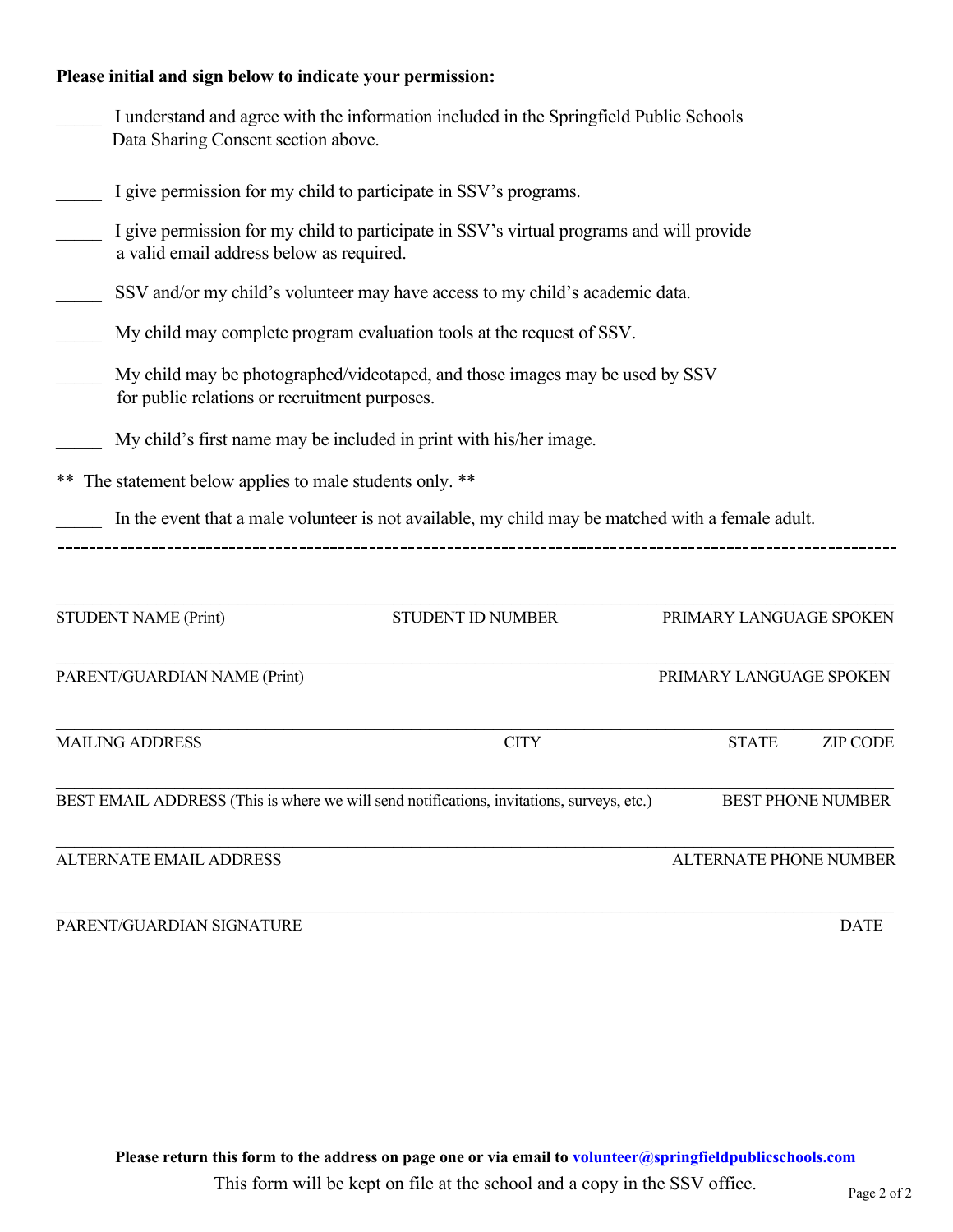**Please initial and sign below to indicate your permission:**

_____ I understand and agree with the information included in the Springfield Public Schools Data Sharing Consent section above.

_____ I give permission for my child to participate in SSV's programs.

_____ I give permission for my child to participate in SSV's virtual programs and will provide a valid email address below as required.

_____ SSV and/or my child's volunteer may have access to my child's academic data.

_____ My child may complete program evaluation tools at the request of SSV.

_____ My child may be photographed/videotaped, and those images may be used by SSV for public relations or recruitment purposes.

_____ My child's first name may be included in print with his/her image.

** The statement below applies to male students only. **

_____ In the event that a male volunteer is not available, my child may be matched with a female adult.

---

STUDENT NAME (Print) | STUDENT ID NUMBER | PRIMARY LANGUAGE SPOKEN

PARENT/GUARDIAN NAME (Print) | PRIMARY LANGUAGE SPOKEN

MAILING ADDRESS | CITY | STATE | ZIP CODE

BEST EMAIL ADDRESS (This is where we will send notifications, invitations, surveys, etc.) | BEST PHONE NUMBER

ALTERNATE EMAIL ADDRESS | ALTERNATE PHONE NUMBER

PARENT/GUARDIAN SIGNATURE | DATE

**Please return this form to the address on page one or via email to volunteer@springfieldpublicschools.com**

This form will be kept on file at the school and a copy in the SSV office.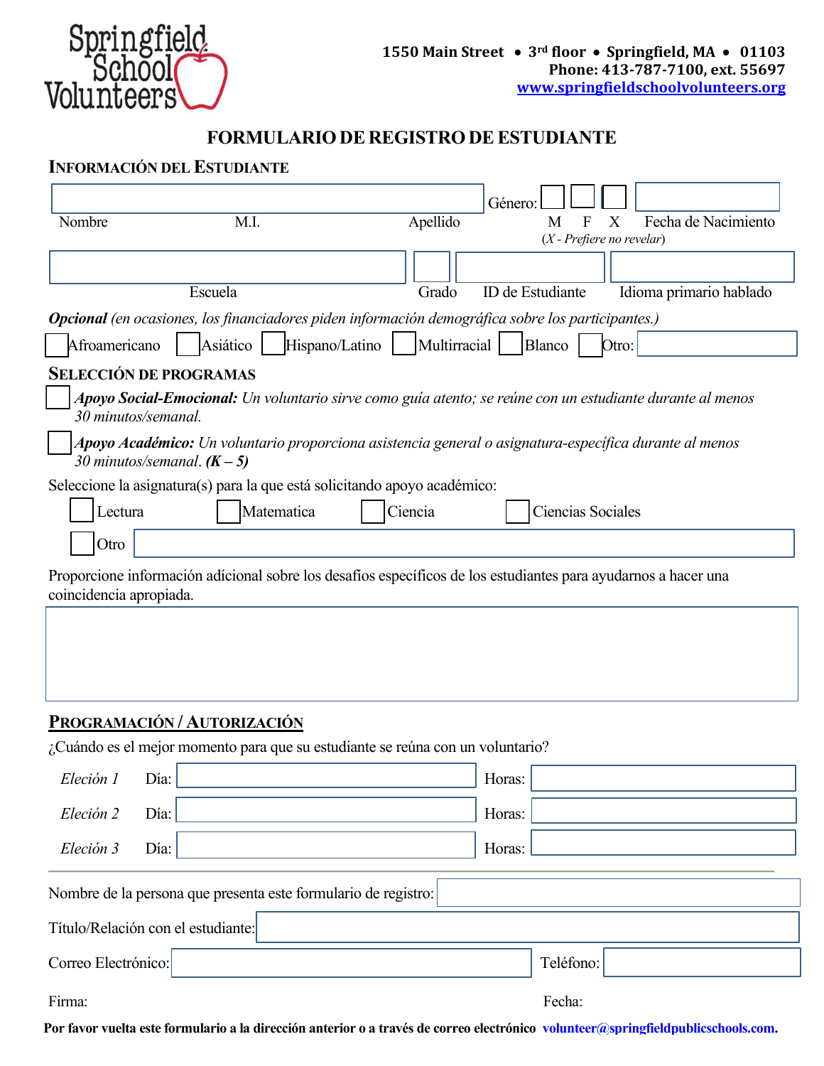Springfield School Volunteers

**1550 Main Street • 3rd floor • Springfield, MA • 01103**
**Phone: 413-787-7100, ext. 55697**
**www.springfieldschoolvolunteers.org**

# FORMULARIO DE REGISTRO DE ESTUDIANTE

## Información del Estudiante

Nombre M.I. Apellido

Género: ☐ M ☐ F ☐ X (*X - Prefiere no revelar*)

Fecha de Nacimiento

Escuela Grado ID de Estudiante Idioma primario hablado

***Opcional*** *(en ocasiones, los financiadores piden información demográfica sobre los participantes.)*

☐ Afroamericano ☐ Asiático ☐ Hispano/Latino ☐ Multirracial ☐ Blanco ☐ Otro:

## Selección de Programas

☐ ***Apoyo Social-Emocional:*** *Un voluntario sirve como guía atento; se reúne con un estudiante durante al menos 30 minutos/semanal.*

☐ ***Apoyo Académico:*** *Un voluntario proporciona asistencia general o asignatura-específica durante al menos 30 minutos/semanal.* ***(K – 5)***

Seleccione la asignatura(s) para la que está solicitando apoyo académico:

☐ Lectura ☐ Matematica ☐ Ciencia ☐ Ciencias Sociales

☐ Otro

Proporcione información adícional sobre los desafíos específicos de los estudiantes para ayudarnos a hacer una coincidencia apropiada.

## Programación / Autorización

¿Cuándo es el mejor momento para que su estudiante se reúna con un voluntario?

*Eleción 1* Día: Horas:

*Eleción 2* Día: Horas:

*Eleción 3* Día: Horas:

---

Nombre de la persona que presenta este formulario de registro:

Título/Relación con el estudiante:

Correo Electrónico: Teléfono:

Firma: Fecha:

**Por favor vuelta este formulario a la dirección anterior o a través de correo electrónico volunteer@springfieldpublicschools.com.**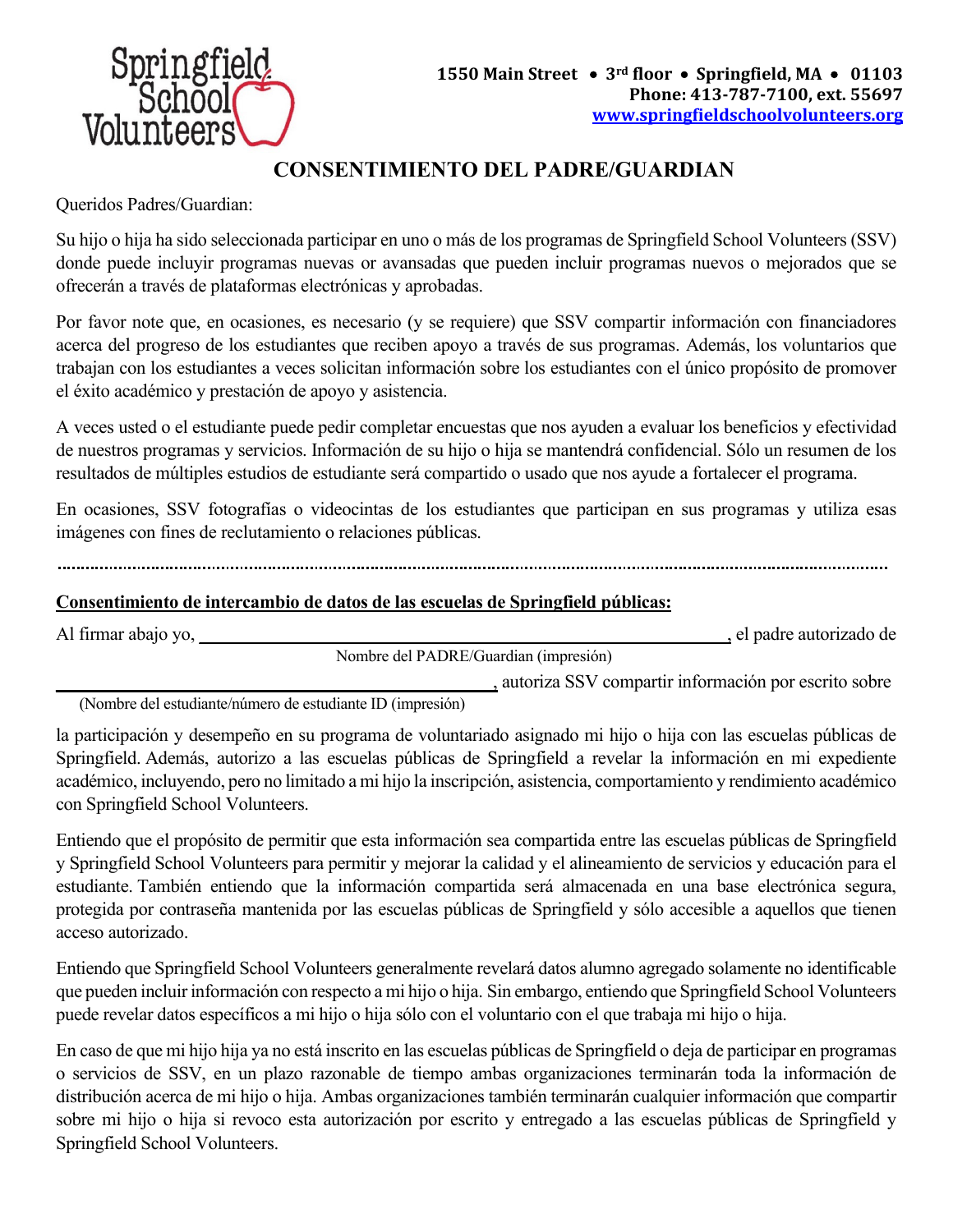Springfield School Volunteers

1550 Main Street • 3rd floor • Springfield, MA • 01103
Phone: 413-787-7100, ext. 55697
www.springfieldschoolvolunteers.org

# CONSENTIMIENTO DEL PADRE/GUARDIAN

Queridos Padres/Guardian:

Su hijo o hija ha sido seleccionada participar en uno o más de los programas de Springfield School Volunteers (SSV) donde puede incluyir programas nuevas or avansadas que pueden incluir programas nuevos o mejorados que se ofrecerán a través de plataformas electrónicas y aprobadas.

Por favor note que, en ocasiones, es necesario (y se requiere) que SSV compartir información con financiadores acerca del progreso de los estudiantes que reciben apoyo a través de sus programas. Además, los voluntarios que trabajan con los estudiantes a veces solicitan información sobre los estudiantes con el único propósito de promover el éxito académico y prestación de apoyo y asistencia.

A veces usted o el estudiante puede pedir completar encuestas que nos ayuden a evaluar los beneficios y efectividad de nuestros programas y servicios. Información de su hijo o hija se mantendrá confidencial. Sólo un resumen de los resultados de múltiples estudios de estudiante será compartido o usado que nos ayude a fortalecer el programa.

En ocasiones, SSV fotografías o videocintas de los estudiantes que participan en sus programas y utiliza esas imágenes con fines de reclutamiento o relaciones públicas.

---

**Consentimiento de intercambio de datos de las escuelas de Springfield públicas:**

Al firmar abajo yo, ________________________________________, el padre autorizado de
Nombre del PADRE/Guardian (impresión)

________________________________________, autoriza SSV compartir información por escrito sobre
(Nombre del estudiante/número de estudiante ID (impresión)

la participación y desempeño en su programa de voluntariado asignado mi hijo o hija con las escuelas públicas de Springfield. Además, autorizo a las escuelas públicas de Springfield a revelar la información en mi expediente académico, incluyendo, pero no limitado a mi hijo la inscripción, asistencia, comportamiento y rendimiento académico con Springfield School Volunteers.

Entiendo que el propósito de permitir que esta información sea compartida entre las escuelas públicas de Springfield y Springfield School Volunteers para permitir y mejorar la calidad y el alineamiento de servicios y educación para el estudiante. También entiendo que la información compartida será almacenada en una base electrónica segura, protegida por contraseña mantenida por las escuelas públicas de Springfield y sólo accesible a aquellos que tienen acceso autorizado.

Entiendo que Springfield School Volunteers generalmente revelará datos alumno agregado solamente no identificable que pueden incluir información con respecto a mi hijo o hija. Sin embargo, entiendo que Springfield School Volunteers puede revelar datos específicos a mi hijo o hija sólo con el voluntario con el que trabaja mi hijo o hija.

En caso de que mi hijo hija ya no está inscrito en las escuelas públicas de Springfield o deja de participar en programas o servicios de SSV, en un plazo razonable de tiempo ambas organizaciones terminarán toda la información de distribución acerca de mi hijo o hija. Ambas organizaciones también terminarán cualquier información que compartir sobre mi hijo o hija si revoco esta autorización por escrito y entregado a las escuelas públicas de Springfield y Springfield School Volunteers.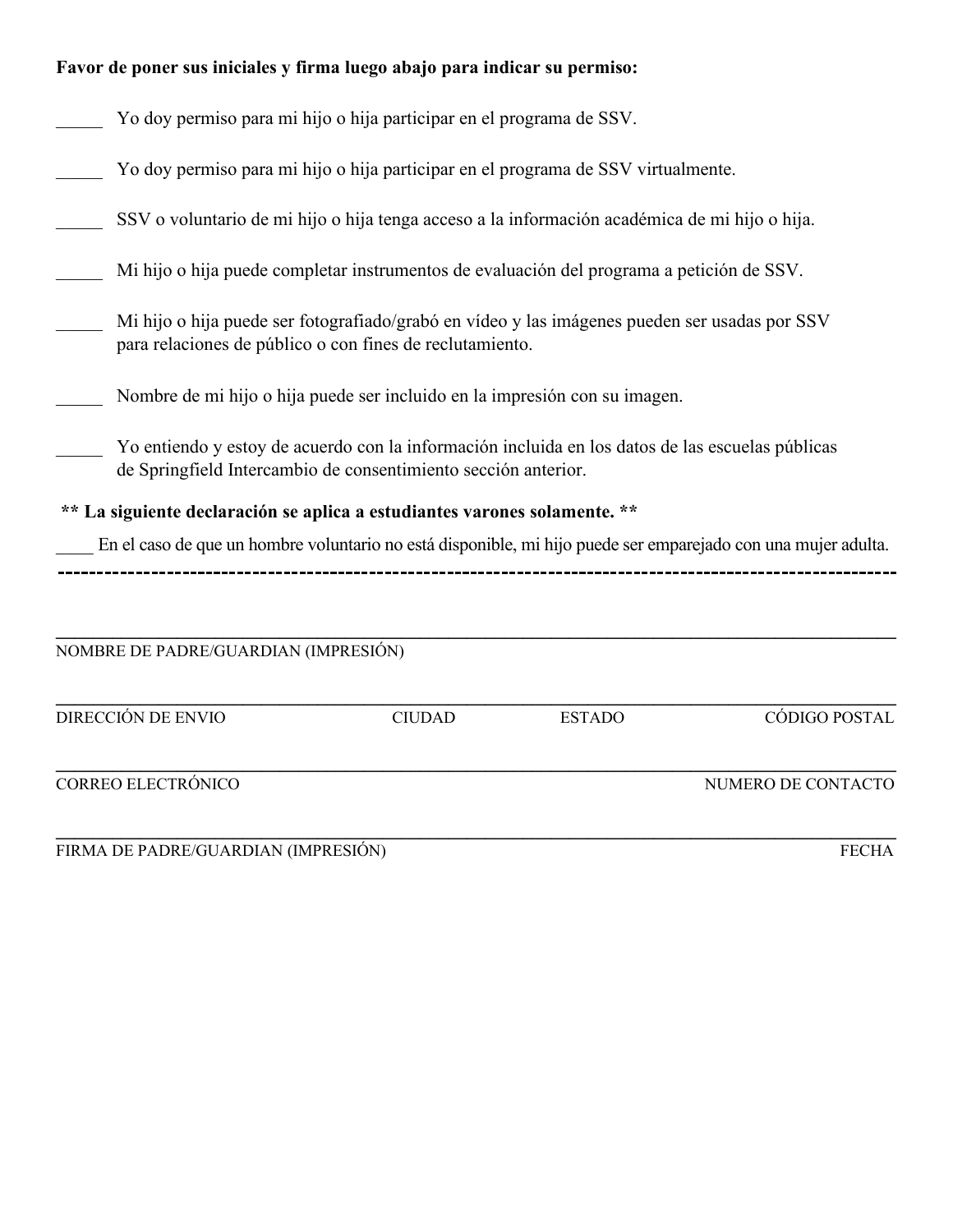**Favor de poner sus iniciales y firma luego abajo para indicar su permiso:**

_____ Yo doy permiso para mi hijo o hija participar en el programa de SSV.

_____ Yo doy permiso para mi hijo o hija participar en el programa de SSV virtualmente.

_____ SSV o voluntario de mi hijo o hija tenga acceso a la información académica de mi hijo o hija.

_____ Mi hijo o hija puede completar instrumentos de evaluación del programa a petición de SSV.

_____ Mi hijo o hija puede ser fotografiado/grabó en vídeo y las imágenes pueden ser usadas por SSV para relaciones de público o con fines de reclutamiento.

_____ Nombre de mi hijo o hija puede ser incluido en la impresión con su imagen.

_____ Yo entiendo y estoy de acuerdo con la información incluida en los datos de las escuelas públicas de Springfield Intercambio de consentimiento sección anterior.

**** La siguiente declaración se aplica a estudiantes varones solamente. ****

____ En el caso de que un hombre voluntario no está disponible, mi hijo puede ser emparejado con una mujer adulta.

---

_______________________________________________________________

NOMBRE DE PADRE/GUARDIAN (IMPRESIÓN)

_______________________________________________________________

DIRECCIÓN DE ENVIO CIUDAD ESTADO CÓDIGO POSTAL

_______________________________________________________________

CORREO ELECTRÓNICO NUMERO DE CONTACTO

_______________________________________________________________

FIRMA DE PADRE/GUARDIAN (IMPRESIÓN) FECHA